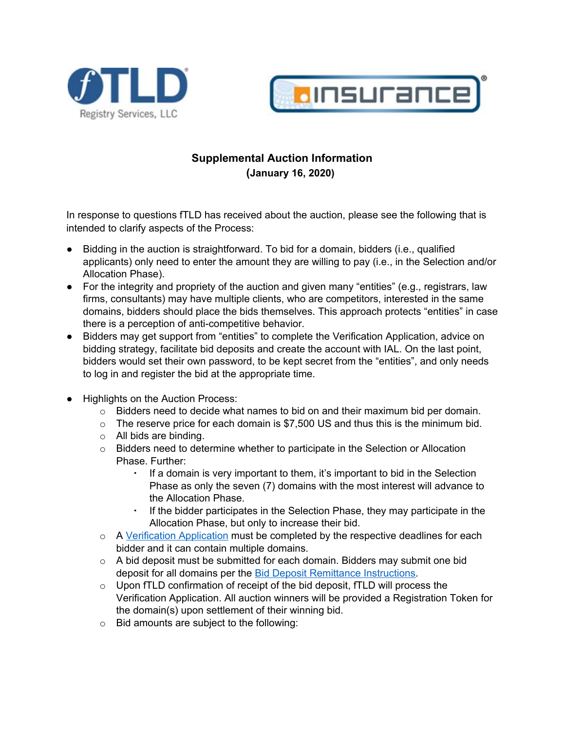**Supplemental Auction Information**
**(January 16, 2020)**

In response to questions fTLD has received about the auction, please see the following that is intended to clarify aspects of the Process:

- Bidding in the auction is straightforward. To bid for a domain, bidders (i.e., qualified applicants) only need to enter the amount they are willing to pay (i.e., in the Selection and/or Allocation Phase).
- For the integrity and propriety of the auction and given many "entities" (e.g., registrars, law firms, consultants) may have multiple clients, who are competitors, interested in the same domains, bidders should place the bids themselves. This approach protects "entities" in case there is a perception of anti-competitive behavior.
- Bidders may get support from "entities" to complete the Verification Application, advice on bidding strategy, facilitate bid deposits and create the account with IAL. On the last point, bidders would set their own password, to be kept secret from the "entities", and only needs to log in and register the bid at the appropriate time.

- Highlights on the Auction Process:
  - Bidders need to decide what names to bid on and their maximum bid per domain.
  - The reserve price for each domain is $7,500 US and thus this is the minimum bid.
  - All bids are binding.
  - Bidders need to determine whether to participate in the Selection or Allocation Phase. Further:
    - If a domain is very important to them, it's important to bid in the Selection Phase as only the seven (7) domains with the most interest will advance to the Allocation Phase.
    - If the bidder participates in the Selection Phase, they may participate in the Allocation Phase, but only to increase their bid.
  - A Verification Application must be completed by the respective deadlines for each bidder and it can contain multiple domains.
  - A bid deposit must be submitted for each domain. Bidders may submit one bid deposit for all domains per the Bid Deposit Remittance Instructions.
  - Upon fTLD confirmation of receipt of the bid deposit, fTLD will process the Verification Application. All auction winners will be provided a Registration Token for the domain(s) upon settlement of their winning bid.
  - Bid amounts are subject to the following: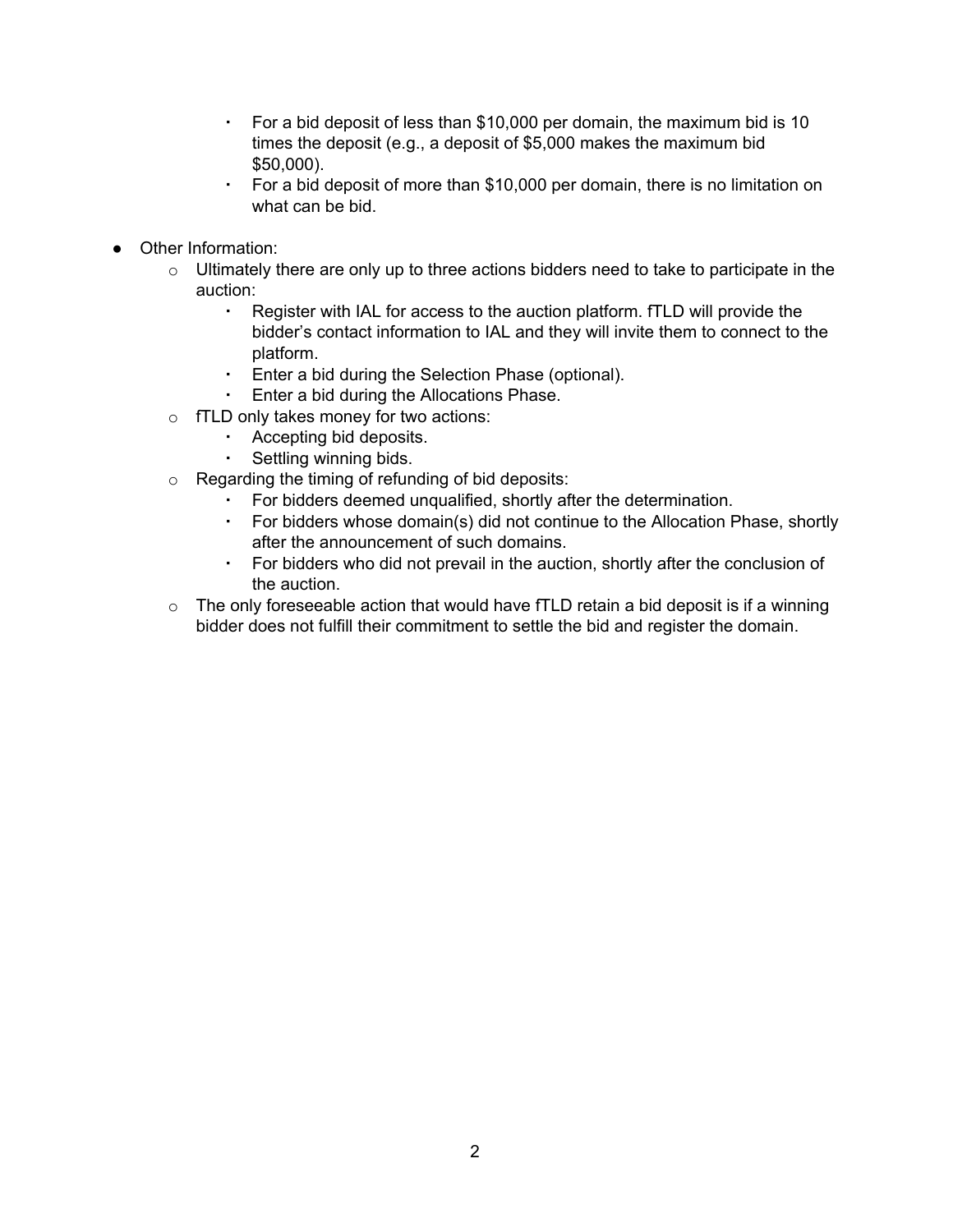- For a bid deposit of less than $10,000 per domain, the maximum bid is 10 times the deposit (e.g., a deposit of $5,000 makes the maximum bid $50,000).
    - For a bid deposit of more than $10,000 per domain, there is no limitation on what can be bid.

- Other Information:
  - Ultimately there are only up to three actions bidders need to take to participate in the auction:
    - Register with IAL for access to the auction platform. fTLD will provide the bidder's contact information to IAL and they will invite them to connect to the platform.
    - Enter a bid during the Selection Phase (optional).
    - Enter a bid during the Allocations Phase.
  - fTLD only takes money for two actions:
    - Accepting bid deposits.
    - Settling winning bids.
  - Regarding the timing of refunding of bid deposits:
    - For bidders deemed unqualified, shortly after the determination.
    - For bidders whose domain(s) did not continue to the Allocation Phase, shortly after the announcement of such domains.
    - For bidders who did not prevail in the auction, shortly after the conclusion of the auction.
  - The only foreseeable action that would have fTLD retain a bid deposit is if a winning bidder does not fulfill their commitment to settle the bid and register the domain.